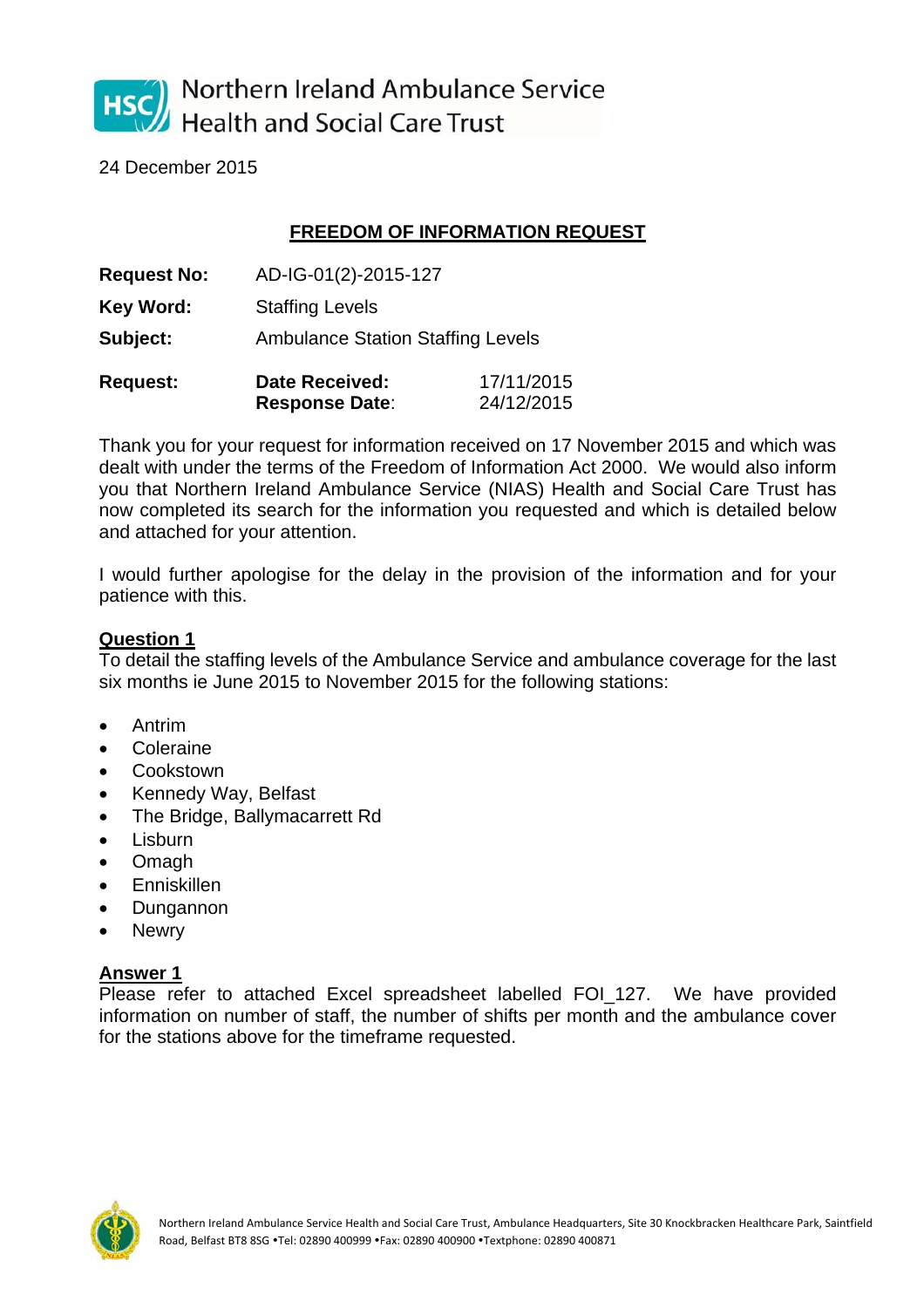Northern Ireland Ambulance Service
Health and Social Care Trust

24 December 2015

## FREEDOM OF INFORMATION REQUEST

**Request No:** AD-IG-01(2)-2015-127

**Key Word:** Staffing Levels

**Subject:** Ambulance Station Staffing Levels

**Request:** **Date Received:** 17/11/2015
**Response Date:** 24/12/2015

Thank you for your request for information received on 17 November 2015 and which was dealt with under the terms of the Freedom of Information Act 2000. We would also inform you that Northern Ireland Ambulance Service (NIAS) Health and Social Care Trust has now completed its search for the information you requested and which is detailed below and attached for your attention.

I would further apologise for the delay in the provision of the information and for your patience with this.

**Question 1**

To detail the staffing levels of the Ambulance Service and ambulance coverage for the last six months ie June 2015 to November 2015 for the following stations:

- Antrim
- Coleraine
- Cookstown
- Kennedy Way, Belfast
- The Bridge, Ballymacarrett Rd
- Lisburn
- Omagh
- Enniskillen
- Dungannon
- Newry

**Answer 1**

Please refer to attached Excel spreadsheet labelled FOI_127. We have provided information on number of staff, the number of shifts per month and the ambulance cover for the stations above for the timeframe requested.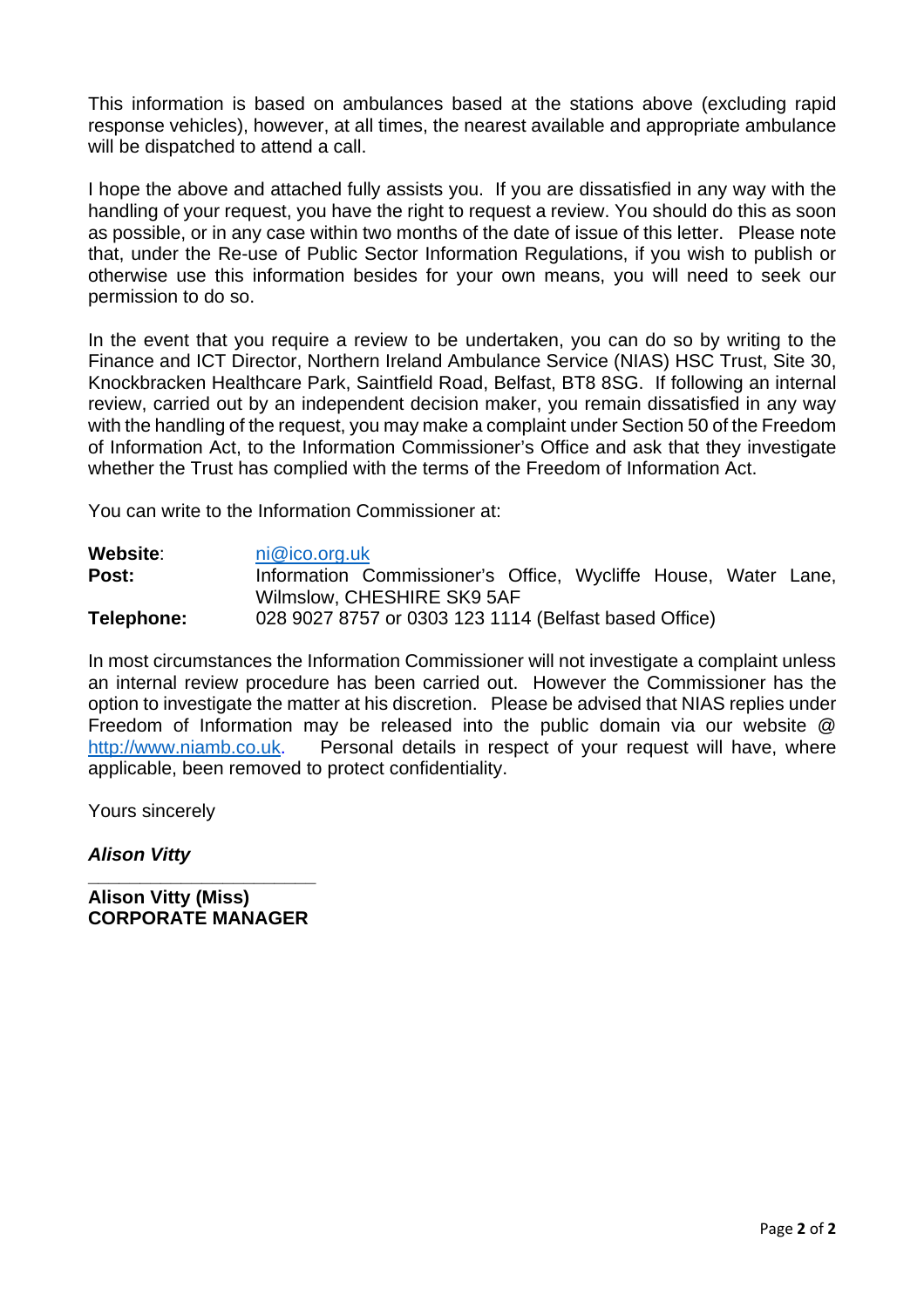This information is based on ambulances based at the stations above (excluding rapid response vehicles), however, at all times, the nearest available and appropriate ambulance will be dispatched to attend a call.

I hope the above and attached fully assists you. If you are dissatisfied in any way with the handling of your request, you have the right to request a review. You should do this as soon as possible, or in any case within two months of the date of issue of this letter. Please note that, under the Re-use of Public Sector Information Regulations, if you wish to publish or otherwise use this information besides for your own means, you will need to seek our permission to do so.

In the event that you require a review to be undertaken, you can do so by writing to the Finance and ICT Director, Northern Ireland Ambulance Service (NIAS) HSC Trust, Site 30, Knockbracken Healthcare Park, Saintfield Road, Belfast, BT8 8SG. If following an internal review, carried out by an independent decision maker, you remain dissatisfied in any way with the handling of the request, you may make a complaint under Section 50 of the Freedom of Information Act, to the Information Commissioner's Office and ask that they investigate whether the Trust has complied with the terms of the Freedom of Information Act.

You can write to the Information Commissioner at:

| | |
|---|---|
| **Website**: | ni@ico.org.uk |
| **Post:** | Information Commissioner's Office, Wycliffe House, Water Lane, Wilmslow, CHESHIRE SK9 5AF |
| **Telephone:** | 028 9027 8757 or 0303 123 1114 (Belfast based Office) |

In most circumstances the Information Commissioner will not investigate a complaint unless an internal review procedure has been carried out. However the Commissioner has the option to investigate the matter at his discretion. Please be advised that NIAS replies under Freedom of Information may be released into the public domain via our website @ http://www.niamb.co.uk. Personal details in respect of your request will have, where applicable, been removed to protect confidentiality.

Yours sincerely

***Alison Vitty***

**Alison Vitty (Miss)**
**CORPORATE MANAGER**